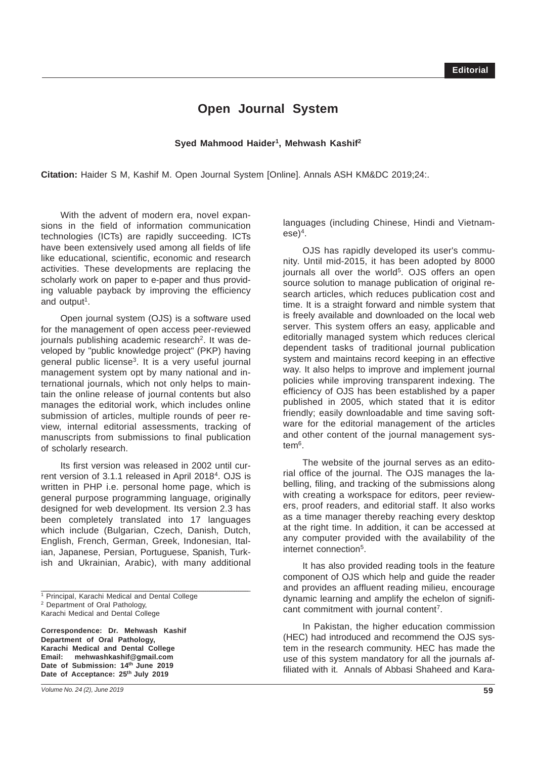Editorial

# Open Journal System

**Syed Mahmood Haider[1], Mehwash Kashif[2]**

**Citation:** Haider S M, Kashif M. Open Journal System [Online]. Annals ASH KM&DC 2019;24:.

With the advent of modern era, novel expansions in the field of information communication technologies (ICTs) are rapidly succeeding. ICTs have been extensively used among all fields of life like educational, scientific, economic and research activities. These developments are replacing the scholarly work on paper to e-paper and thus providing valuable payback by improving the efficiency and output[1].

Open journal system (OJS) is a software used for the management of open access peer-reviewed journals publishing academic research[2]. It was developed by "public knowledge project" (PKP) having general public license[3]. It is a very useful journal management system opt by many national and international journals, which not only helps to maintain the online release of journal contents but also manages the editorial work, which includes online submission of articles, multiple rounds of peer review, internal editorial assessments, tracking of manuscripts from submissions to final publication of scholarly research.

Its first version was released in 2002 until current version of 3.1.1 released in April 2018[4]. OJS is written in PHP i.e. personal home page, which is general purpose programming language, originally designed for web development. Its version 2.3 has been completely translated into 17 languages which include (Bulgarian, Czech, Danish, Dutch, English, French, German, Greek, Indonesian, Italian, Japanese, Persian, Portuguese, Spanish, Turkish and Ukrainian, Arabic), with many additional languages (including Chinese, Hindi and Vietnamese)[4].

OJS has rapidly developed its user's community. Until mid-2015, it has been adopted by 8000 journals all over the world[5]. OJS offers an open source solution to manage publication of original research articles, which reduces publication cost and time. It is a straight forward and nimble system that is freely available and downloaded on the local web server. This system offers an easy, applicable and editorially managed system which reduces clerical dependent tasks of traditional journal publication system and maintains record keeping in an effective way. It also helps to improve and implement journal policies while improving transparent indexing. The efficiency of OJS has been established by a paper published in 2005, which stated that it is editor friendly; easily downloadable and time saving software for the editorial management of the articles and other content of the journal management system[6].

The website of the journal serves as an editorial office of the journal. The OJS manages the labelling, filing, and tracking of the submissions along with creating a workspace for editors, peer reviewers, proof readers, and editorial staff. It also works as a time manager thereby reaching every desktop at the right time. In addition, it can be accessed at any computer provided with the availability of the internet connection[5].

It has also provided reading tools in the feature component of OJS which help and guide the reader and provides an affluent reading milieu, encourage dynamic learning and amplify the echelon of significant commitment with journal content[7].

In Pakistan, the higher education commission (HEC) had introduced and recommend the OJS system in the research community. HEC has made the use of this system mandatory for all the journals affiliated with it. Annals of Abbasi Shaheed and Kara-

---

[1] Principal, Karachi Medical and Dental College
[2] Department of Oral Pathology, Karachi Medical and Dental College

**Correspondence: Dr. Mehwash Kashif**
**Department of Oral Pathology,**
**Karachi Medical and Dental College**
**Email: mehwashkashif@gmail.com**
**Date of Submission: 14th June 2019**
**Date of Acceptance: 25th July 2019**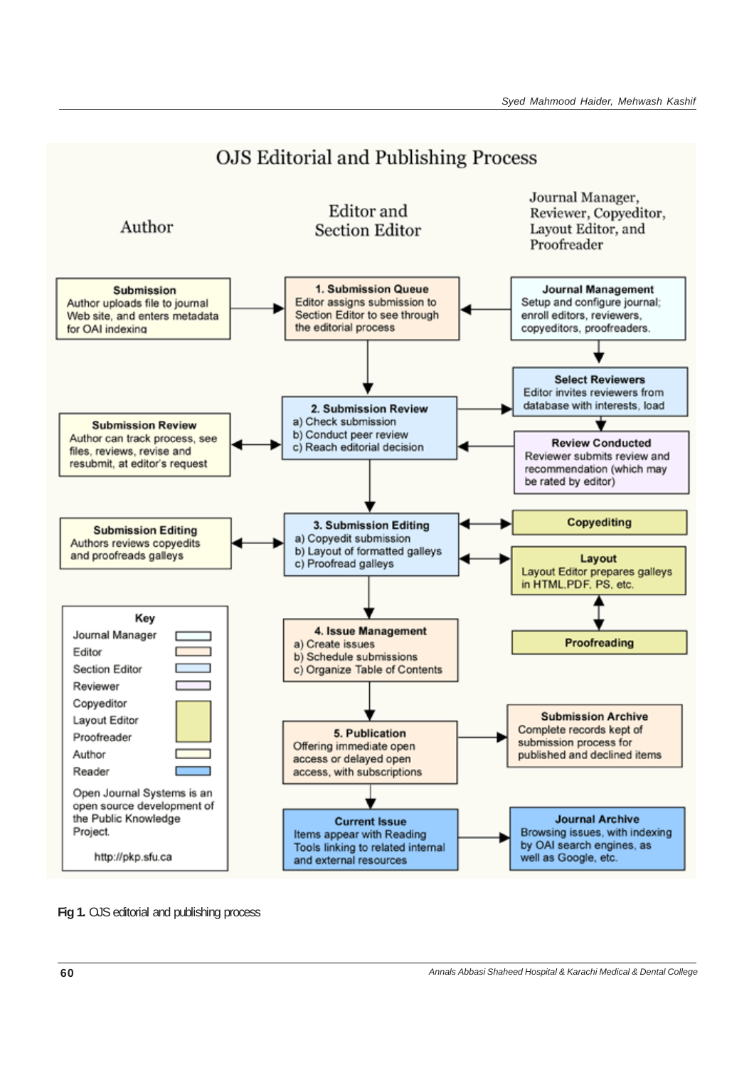# OJS Editorial and Publishing Process

**Author** | **Editor and Section Editor** | **Journal Manager, Reviewer, Copyeditor, Layout Editor, and Proofreader**

**Submission**
Author uploads file to journal Web site, and enters metadata for OAI indexing

**1. Submission Queue**
Editor assigns submission to Section Editor to see through the editorial process

**Journal Management**
Setup and configure journal; enroll editors, reviewers, copyeditors, proofreaders.

**Select Reviewers**
Editor invites reviewers from database with interests, load

**Submission Review**
Author can track process, see files, reviews, revise and resubmit, at editor's request

**2. Submission Review**
a) Check submission
b) Conduct peer review
c) Reach editorial decision

**Review Conducted**
Reviewer submits review and recommendation (which may be rated by editor)

**Submission Editing**
Authors reviews copyedits and proofreads galleys

**3. Submission Editing**
a) Copyedit submission
b) Layout of formatted galleys
c) Proofread galleys

**Copyediting**

**Layout**
Layout Editor prepares galleys in HTML,PDF, PS, etc.

**Proofreading**

**Key**
- Journal Manager
- Editor
- Section Editor
- Reviewer
- Copyeditor
- Layout Editor
- Proofreader
- Author
- Reader

Open Journal Systems is an open source development of the Public Knowledge Project.

http://pkp.sfu.ca

**4. Issue Management**
a) Create issues
b) Schedule submissions
c) Organize Table of Contents

**5. Publication**
Offering immediate open access or delayed open access, with subscriptions

**Submission Archive**
Complete records kept of submission process for published and declined items

**Current Issue**
Items appear with Reading Tools linking to related internal and external resources

**Journal Archive**
Browsing issues, with indexing by OAI search engines, as well as Google, etc.

**Fig 1.** OJS editorial and publishing process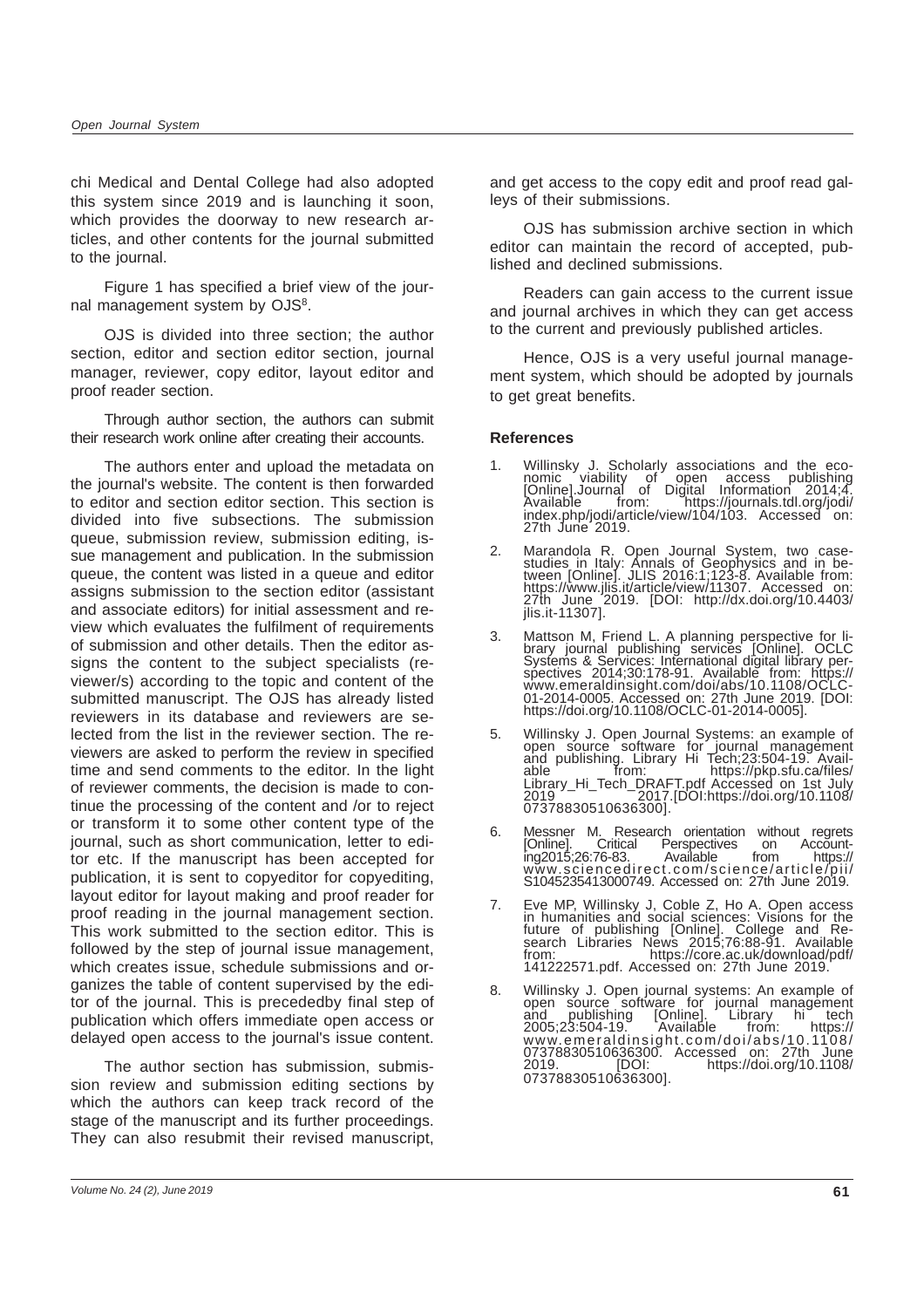chi Medical and Dental College had also adopted this system since 2019 and is launching it soon, which provides the doorway to new research articles, and other contents for the journal submitted to the journal.

Figure 1 has specified a brief view of the journal management system by OJS[8].

OJS is divided into three section; the author section, editor and section editor section, journal manager, reviewer, copy editor, layout editor and proof reader section.

Through author section, the authors can submit their research work online after creating their accounts.

The authors enter and upload the metadata on the journal's website. The content is then forwarded to editor and section editor section. This section is divided into five subsections. The submission queue, submission review, submission editing, issue management and publication. In the submission queue, the content was listed in a queue and editor assigns submission to the section editor (assistant and associate editors) for initial assessment and review which evaluates the fulfilment of requirements of submission and other details. Then the editor assigns the content to the subject specialists (reviewer/s) according to the topic and content of the submitted manuscript. The OJS has already listed reviewers in its database and reviewers are selected from the list in the reviewer section. The reviewers are asked to perform the review in specified time and send comments to the editor. In the light of reviewer comments, the decision is made to continue the processing of the content and /or to reject or transform it to some other content type of the journal, such as short communication, letter to editor etc. If the manuscript has been accepted for publication, it is sent to copyeditor for copyediting, layout editor for layout making and proof reader for proof reading in the journal management section. This work submitted to the section editor. This is followed by the step of journal issue management, which creates issue, schedule submissions and organizes the table of content supervised by the editor of the journal. This is precededby final step of publication which offers immediate open access or delayed open access to the journal's issue content.

The author section has submission, submission review and submission editing sections by which the authors can keep track record of the stage of the manuscript and its further proceedings. They can also resubmit their revised manuscript, and get access to the copy edit and proof read galleys of their submissions.

OJS has submission archive section in which editor can maintain the record of accepted, published and declined submissions.

Readers can gain access to the current issue and journal archives in which they can get access to the current and previously published articles.

Hence, OJS is a very useful journal management system, which should be adopted by journals to get great benefits.

## References

1. Willinsky J. Scholarly associations and the economic viability of open access publishing [Online].Journal of Digital Information 2014;4. Available from: https://journals.tdl.org/jodi/index.php/jodi/article/view/104/103. Accessed on: 27th June 2019.
2. Marandola R. Open Journal System, two case-studies in Italy: Annals of Geophysics and in between [Online]. JLIS 2016:1;123-8. Available from: https://www.jlis.it/article/view/11307. Accessed on: 27th June 2019. [DOI: http://dx.doi.org/10.4403/jlis.it-11307].
3. Mattson M, Friend L. A planning perspective for library journal publishing services [Online]. OCLC Systems & Services: International digital library perspectives 2014;30:178-91. Available from: https://www.emeraldinsight.com/doi/abs/10.1108/OCLC-01-2014-0005. Accessed on: 27th June 2019. [DOI: https://doi.org/10.1108/OCLC-01-2014-0005].
5. Willinsky J. Open Journal Systems: an example of open source software for journal management and publishing. Library Hi Tech;23:504-19. Available from: https://pkp.sfu.ca/files/Library_Hi_Tech_DRAFT.pdf Accessed on 1st July 2019 2017.[DOI:https://doi.org/10.1108/07378830510636300].
6. Messner M. Research orientation without regrets [Online]. Critical Perspectives on Accounting2015;26:76-83. Available from https://www.sciencedirect.com/science/article/pii/S1045235413000749. Accessed on: 27th June 2019.
7. Eve MP, Willinsky J, Coble Z, Ho A. Open access in humanities and social sciences: Visions for the future of publishing [Online]. College and Research Libraries News 2015;76:88-91. Available from: https://core.ac.uk/download/pdf/141222571.pdf. Accessed on: 27th June 2019.
8. Willinsky J. Open journal systems: An example of open source software for journal management and publishing [Online]. Library hi tech 2005;23:504-19. Available from: https://www.emeraldinsight.com/doi/abs/10.1108/07378830510636300. Accessed on: 27th June 2019. [DOI: https://doi.org/10.1108/07378830510636300].